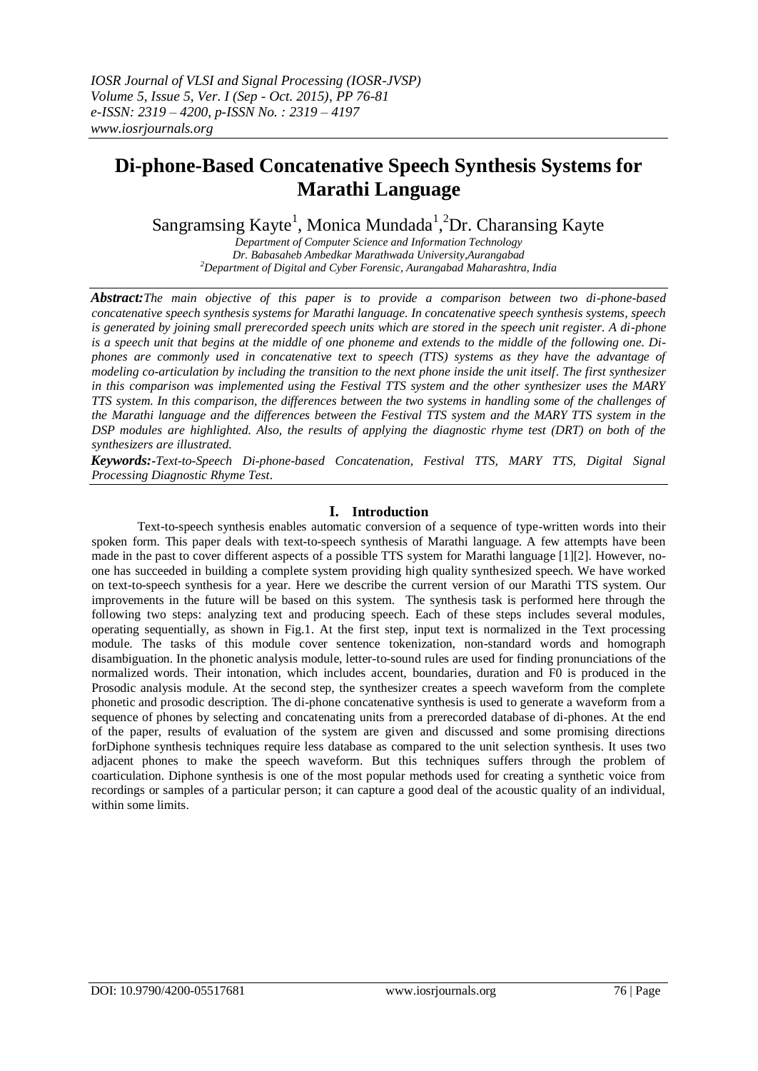# Di-phone-Based Concatenative Speech Synthesis Systems for Marathi Language

Sangramsing Kayte[1], Monica Mundada[1], [2]Dr. Charansing Kayte

*Department of Computer Science and Information Technology*
*Dr. Babasaheb Ambedkar Marathwada University,Aurangabad*
*[2]Department of Digital and Cyber Forensic, Aurangabad Maharashtra, India*

***Abstract:****The main objective of this paper is to provide a comparison between two di-phone-based concatenative speech synthesis systems for Marathi language. In concatenative speech synthesis systems, speech is generated by joining small prerecorded speech units which are stored in the speech unit register. A di-phone is a speech unit that begins at the middle of one phoneme and extends to the middle of the following one. Di-phones are commonly used in concatenative text to speech (TTS) systems as they have the advantage of modeling co-articulation by including the transition to the next phone inside the unit itself. The first synthesizer in this comparison was implemented using the Festival TTS system and the other synthesizer uses the MARY TTS system. In this comparison, the differences between the two systems in handling some of the challenges of the Marathi language and the differences between the Festival TTS system and the MARY TTS system in the DSP modules are highlighted. Also, the results of applying the diagnostic rhyme test (DRT) on both of the synthesizers are illustrated.*

***Keywords:-****Text-to-Speech Di-phone-based Concatenation, Festival TTS, MARY TTS, Digital Signal Processing Diagnostic Rhyme Test.*

## I. Introduction

Text-to-speech synthesis enables automatic conversion of a sequence of type-written words into their spoken form. This paper deals with text-to-speech synthesis of Marathi language. A few attempts have been made in the past to cover different aspects of a possible TTS system for Marathi language [1][2]. However, no-one has succeeded in building a complete system providing high quality synthesized speech. We have worked on text-to-speech synthesis for a year. Here we describe the current version of our Marathi TTS system. Our improvements in the future will be based on this system. The synthesis task is performed here through the following two steps: analyzing text and producing speech. Each of these steps includes several modules, operating sequentially, as shown in Fig.1. At the first step, input text is normalized in the Text processing module. The tasks of this module cover sentence tokenization, non-standard words and homograph disambiguation. In the phonetic analysis module, letter-to-sound rules are used for finding pronunciations of the normalized words. Their intonation, which includes accent, boundaries, duration and F0 is produced in the Prosodic analysis module. At the second step, the synthesizer creates a speech waveform from the complete phonetic and prosodic description. The di-phone concatenative synthesis is used to generate a waveform from a sequence of phones by selecting and concatenating units from a prerecorded database of di-phones. At the end of the paper, results of evaluation of the system are given and discussed and some promising directions forDiphone synthesis techniques require less database as compared to the unit selection synthesis. It uses two adjacent phones to make the speech waveform. But this techniques suffers through the problem of coarticulation. Diphone synthesis is one of the most popular methods used for creating a synthetic voice from recordings or samples of a particular person; it can capture a good deal of the acoustic quality of an individual, within some limits.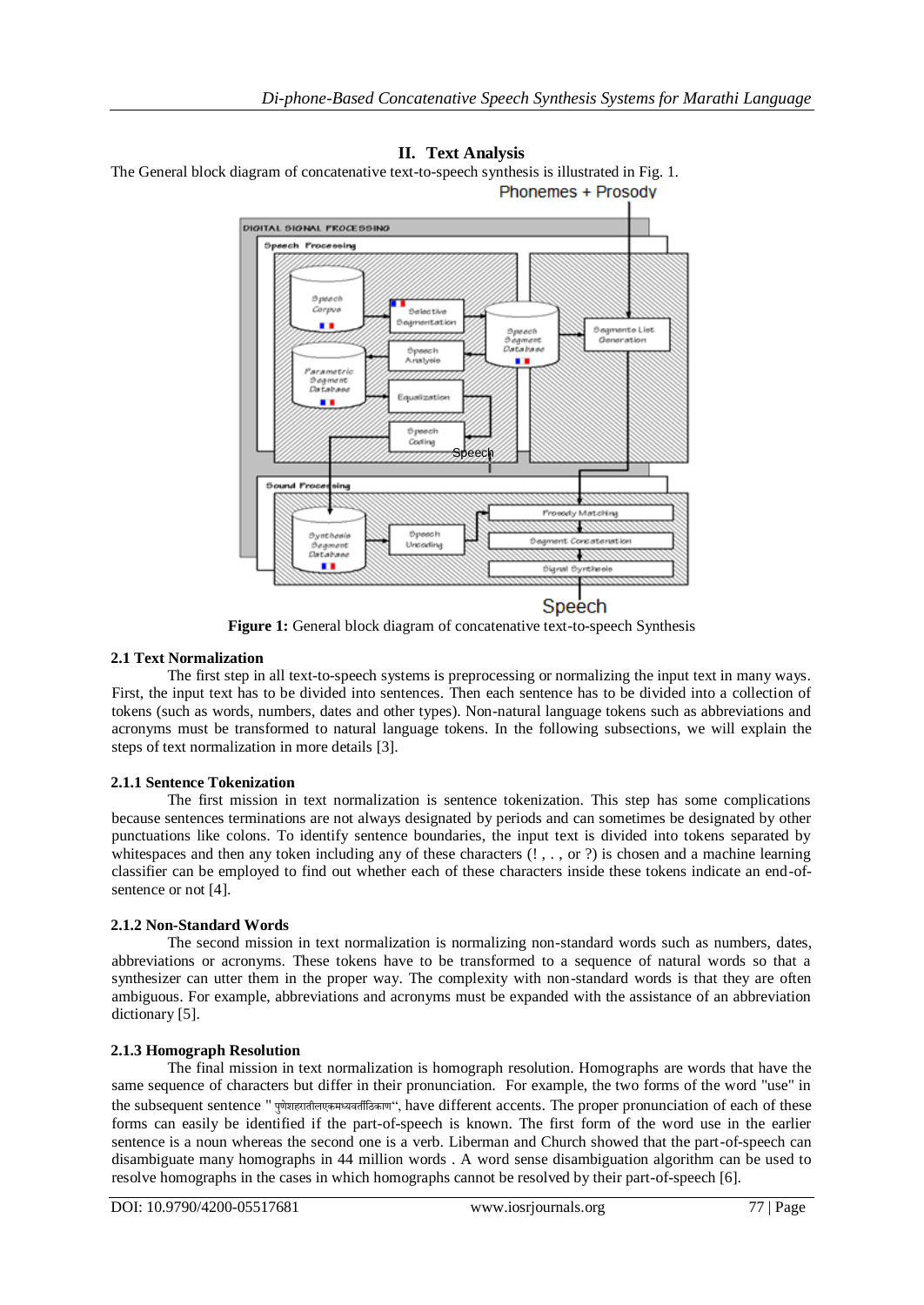## II. Text Analysis

The General block diagram of concatenative text-to-speech synthesis is illustrated in Fig. 1.

**Figure 1:** General block diagram of concatenative text-to-speech Synthesis

### 2.1 Text Normalization

The first step in all text-to-speech systems is preprocessing or normalizing the input text in many ways. First, the input text has to be divided into sentences. Then each sentence has to be divided into a collection of tokens (such as words, numbers, dates and other types). Non-natural language tokens such as abbreviations and acronyms must be transformed to natural language tokens. In the following subsections, we will explain the steps of text normalization in more details [3].

#### 2.1.1 Sentence Tokenization

The first mission in text normalization is sentence tokenization. This step has some complications because sentences terminations are not always designated by periods and can sometimes be designated by other punctuations like colons. To identify sentence boundaries, the input text is divided into tokens separated by whitespaces and then any token including any of these characters (! , . , or ?) is chosen and a machine learning classifier can be employed to find out whether each of these characters inside these tokens indicate an end-of-sentence or not [4].

#### 2.1.2 Non-Standard Words

The second mission in text normalization is normalizing non-standard words such as numbers, dates, abbreviations or acronyms. These tokens have to be transformed to a sequence of natural words so that a synthesizer can utter them in the proper way. The complexity with non-standard words is that they are often ambiguous. For example, abbreviations and acronyms must be expanded with the assistance of an abbreviation dictionary [5].

#### 2.1.3 Homograph Resolution

The final mission in text normalization is homograph resolution. Homographs are words that have the same sequence of characters but differ in their pronunciation. For example, the two forms of the word "use" in the subsequent sentence " पुणेशहरातीलएकमध्यवर्तीठिकाण", have different accents. The proper pronunciation of each of these forms can easily be identified if the part-of-speech is known. The first form of the word use in the earlier sentence is a noun whereas the second one is a verb. Liberman and Church showed that the part-of-speech can disambiguate many homographs in 44 million words . A word sense disambiguation algorithm can be used to resolve homographs in the cases in which homographs cannot be resolved by their part-of-speech [6].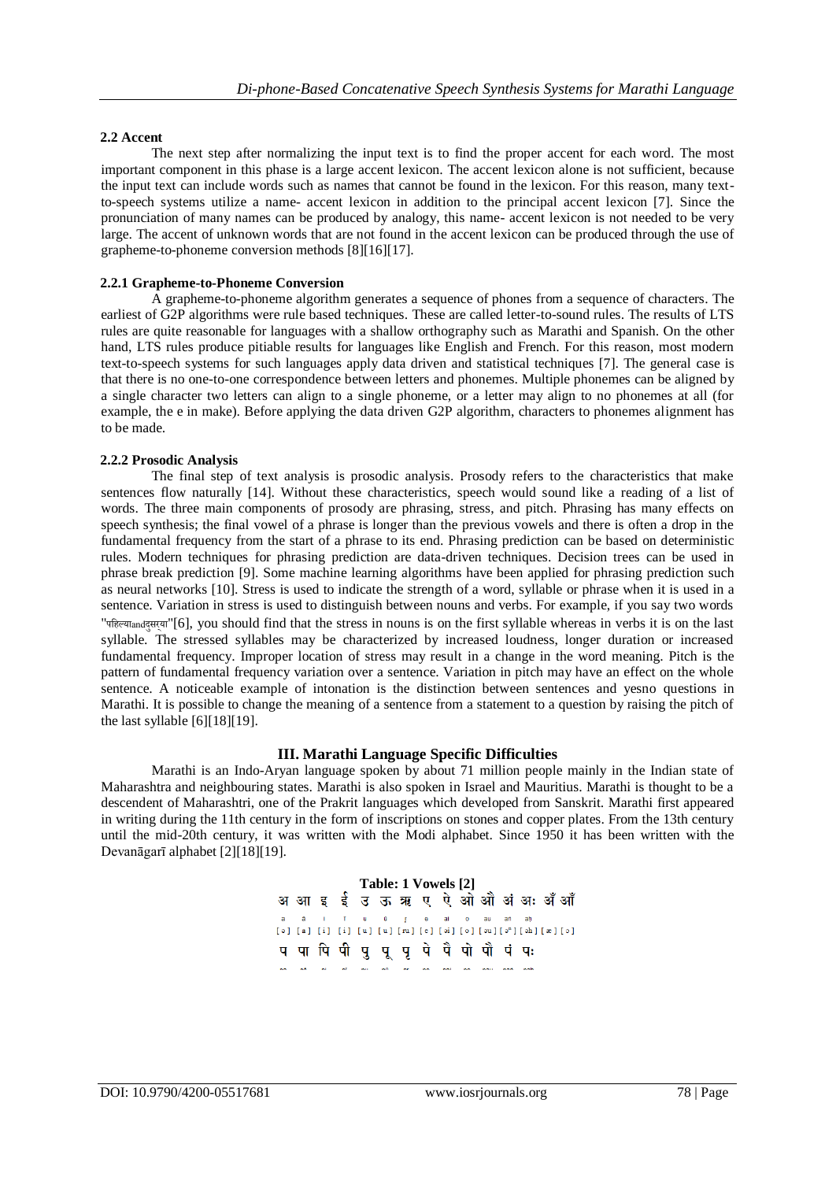### 2.2 Accent

The next step after normalizing the input text is to find the proper accent for each word. The most important component in this phase is a large accent lexicon. The accent lexicon alone is not sufficient, because the input text can include words such as names that cannot be found in the lexicon. For this reason, many text-to-speech systems utilize a name- accent lexicon in addition to the principal accent lexicon [7]. Since the pronunciation of many names can be produced by analogy, this name- accent lexicon is not needed to be very large. The accent of unknown words that are not found in the accent lexicon can be produced through the use of grapheme-to-phoneme conversion methods [8][16][17].

#### 2.2.1 Grapheme-to-Phoneme Conversion

A grapheme-to-phoneme algorithm generates a sequence of phones from a sequence of characters. The earliest of G2P algorithms were rule based techniques. These are called letter-to-sound rules. The results of LTS rules are quite reasonable for languages with a shallow orthography such as Marathi and Spanish. On the other hand, LTS rules produce pitiable results for languages like English and French. For this reason, most modern text-to-speech systems for such languages apply data driven and statistical techniques [7]. The general case is that there is no one-to-one correspondence between letters and phonemes. Multiple phonemes can be aligned by a single character two letters can align to a single phoneme, or a letter may align to no phonemes at all (for example, the e in make). Before applying the data driven G2P algorithm, characters to phonemes alignment has to be made.

#### 2.2.2 Prosodic Analysis

The final step of text analysis is prosodic analysis. Prosody refers to the characteristics that make sentences flow naturally [14]. Without these characteristics, speech would sound like a reading of a list of words. The three main components of prosody are phrasing, stress, and pitch. Phrasing has many effects on speech synthesis; the final vowel of a phrase is longer than the previous vowels and there is often a drop in the fundamental frequency from the start of a phrase to its end. Phrasing prediction can be based on deterministic rules. Modern techniques for phrasing prediction are data-driven techniques. Decision trees can be used in phrase break prediction [9]. Some machine learning algorithms have been applied for phrasing prediction such as neural networks [10]. Stress is used to indicate the strength of a word, syllable or phrase when it is used in a sentence. Variation in stress is used to distinguish between nouns and verbs. For example, if you say two words "पहिल्याandदुसऱ्या"[6], you should find that the stress in nouns is on the first syllable whereas in verbs it is on the last syllable. The stressed syllables may be characterized by increased loudness, longer duration or increased fundamental frequency. Improper location of stress may result in a change in the word meaning. Pitch is the pattern of fundamental frequency variation over a sentence. Variation in pitch may have an effect on the whole sentence. A noticeable example of intonation is the distinction between sentences and yesno questions in Marathi. It is possible to change the meaning of a sentence from a statement to a question by raising the pitch of the last syllable [6][18][19].

## III. Marathi Language Specific Difficulties

Marathi is an Indo-Aryan language spoken by about 71 million people mainly in the Indian state of Maharashtra and neighbouring states. Marathi is also spoken in Israel and Mauritius. Marathi is thought to be a descendent of Maharashtri, one of the Prakrit languages which developed from Sanskrit. Marathi first appeared in writing during the 11th century in the form of inscriptions on stones and copper plates. From the 13th century until the mid-20th century, it was written with the Modi alphabet. Since 1950 it has been written with the Devanāgarī alphabet [2][18][19].

**Table: 1 Vowels [2]**

| अ | आ | इ | ई | उ | ऊ | ऋ | ए | ऐ | ओ | औ | अं | अः | अँ | ऑ |
|---|---|---|---|---|---|---|---|---|---|---|---|---|---|---|
| a | ā | i | ī | u | ū | ṛ | e | ai | o | au | aṁ | aḥ | | |
| [ə] | [a] | [i] | [i] | [u] | [u] | [ru] | [e] | [əi] | [o] | [əu] | [əⁿ] | [əh] | [æ] | [ɔ] |
| प | पा | पि | पी | पु | पू | पृ | पे | पै | पो | पौ | पं | पः | | |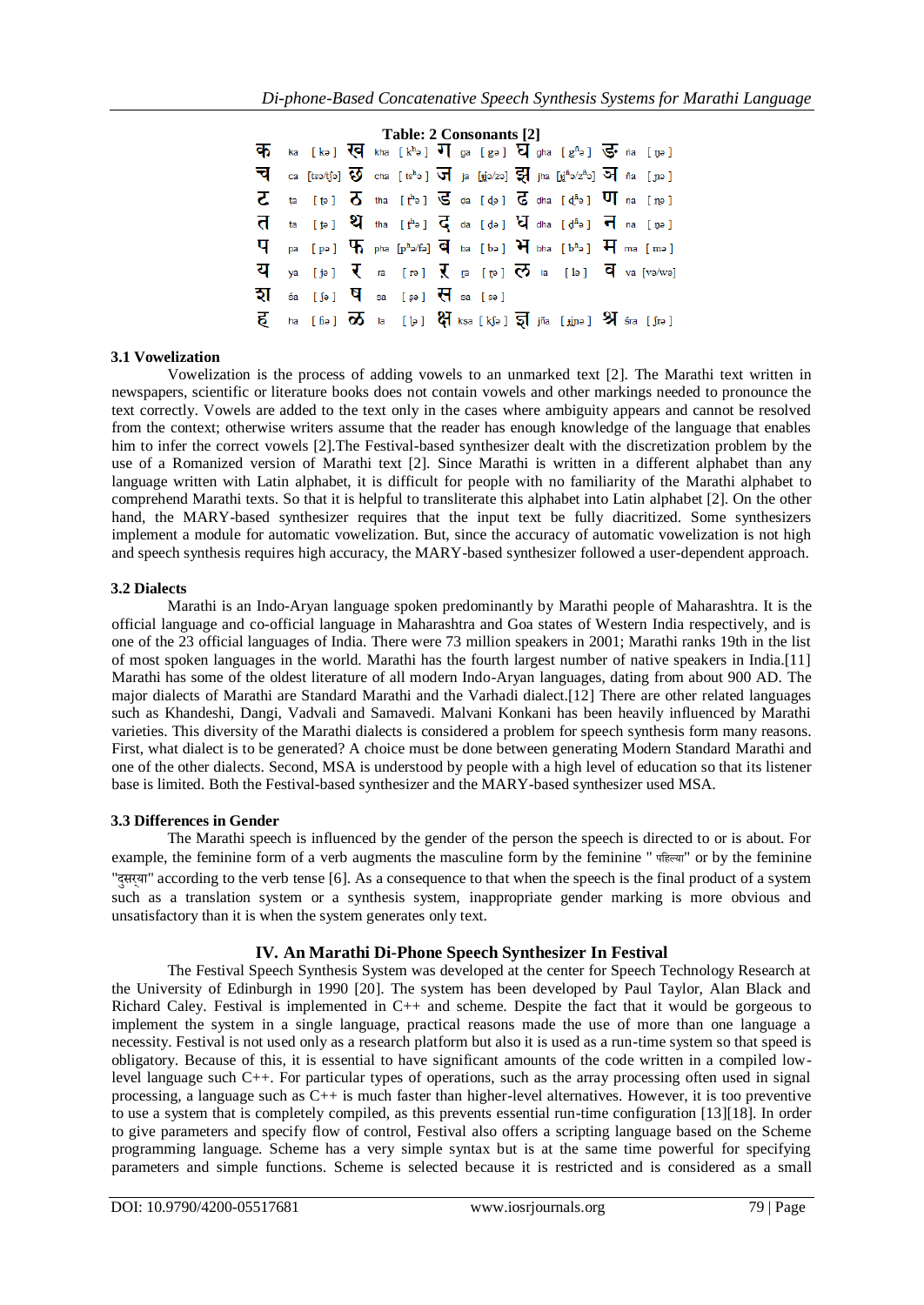**Table: 2 Consonants [2]**

| | | | | | | | | | | | | | | |
|---|---|---|---|---|---|---|---|---|---|---|---|---|---|---|
| क | ka | [ kə ] | ख | kha | [ kʰə ] | ग | ga | [ gə ] | घ | gha | [ gʱə ] | ङ | ṅa | [ ŋə ] |
| च | ca | [tsə/tʃə] | छ | cha | [ tsʰə ] | ज | ja | [dʒə/zə] | झ | jha | [dʒʱə/zʱə] | ञ | ña | [ ɲə ] |
| ट | ṭa | [ ʈə ] | ठ | ṭha | [ ʈʰə ] | ड | ḍa | [ ɖə ] | ढ | ḍha | [ ɖʱə ] | ण | ṇa | [ ɳə ] |
| त | ta | [ t̪ə ] | थ | tha | [ t̪ʰə ] | द | da | [ d̪ə ] | ध | dha | [ d̪ʱə ] | न | na | [ n̪ə ] |
| प | pa | [ pə ] | फ | pha | [pʰə/fə] | ब | ba | [ bə ] | भ | bha | [ bʱə ] | म | ma | [ mə ] |
| य | ya | [ jə ] | र | ra | [ rə ] | ऱ | ṟa | [ ɽə ] | ल | la | [ lə ] | व | va | [və/wə] |
| श | śa | [ ʃə ] | ष | ṣa | [ ʂə ] | स | sa | [ sə ] | | | | | | |
| ह | ha | [ ɦə ] | ळ | ḷa | [ ɭə ] | क्ष | kṣa | [ kʃə ] | ज्ञ | jña | [ dʒɲə ] | श्र | śra | [ ʃrə ] |

### 3.1 Vowelization

Vowelization is the process of adding vowels to an unmarked text [2]. The Marathi text written in newspapers, scientific or literature books does not contain vowels and other markings needed to pronounce the text correctly. Vowels are added to the text only in the cases where ambiguity appears and cannot be resolved from the context; otherwise writers assume that the reader has enough knowledge of the language that enables him to infer the correct vowels [2].The Festival-based synthesizer dealt with the discretization problem by the use of a Romanized version of Marathi text [2]. Since Marathi is written in a different alphabet than any language written with Latin alphabet, it is difficult for people with no familiarity of the Marathi alphabet to comprehend Marathi texts. So that it is helpful to transliterate this alphabet into Latin alphabet [2]. On the other hand, the MARY-based synthesizer requires that the input text be fully diacritized. Some synthesizers implement a module for automatic vowelization. But, since the accuracy of automatic vowelization is not high and speech synthesis requires high accuracy, the MARY-based synthesizer followed a user-dependent approach.

### 3.2 Dialects

Marathi is an Indo-Aryan language spoken predominantly by Marathi people of Maharashtra. It is the official language and co-official language in Maharashtra and Goa states of Western India respectively, and is one of the 23 official languages of India. There were 73 million speakers in 2001; Marathi ranks 19th in the list of most spoken languages in the world. Marathi has the fourth largest number of native speakers in India.[11] Marathi has some of the oldest literature of all modern Indo-Aryan languages, dating from about 900 AD. The major dialects of Marathi are Standard Marathi and the Varhadi dialect.[12] There are other related languages such as Khandeshi, Dangi, Vadvali and Samavedi. Malvani Konkani has been heavily influenced by Marathi varieties. This diversity of the Marathi dialects is considered a problem for speech synthesis form many reasons. First, what dialect is to be generated? A choice must be done between generating Modern Standard Marathi and one of the other dialects. Second, MSA is understood by people with a high level of education so that its listener base is limited. Both the Festival-based synthesizer and the MARY-based synthesizer used MSA.

### 3.3 Differences in Gender

The Marathi speech is influenced by the gender of the person the speech is directed to or is about. For example, the feminine form of a verb augments the masculine form by the feminine " पहिल्या" or by the feminine "दुसऱ्या" according to the verb tense [6]. As a consequence to that when the speech is the final product of a system such as a translation system or a synthesis system, inappropriate gender marking is more obvious and unsatisfactory than it is when the system generates only text.

## IV. An Marathi Di-Phone Speech Synthesizer In Festival

The Festival Speech Synthesis System was developed at the center for Speech Technology Research at the University of Edinburgh in 1990 [20]. The system has been developed by Paul Taylor, Alan Black and Richard Caley. Festival is implemented in C++ and scheme. Despite the fact that it would be gorgeous to implement the system in a single language, practical reasons made the use of more than one language a necessity. Festival is not used only as a research platform but also it is used as a run-time system so that speed is obligatory. Because of this, it is essential to have significant amounts of the code written in a compiled low-level language such C++. For particular types of operations, such as the array processing often used in signal processing, a language such as C++ is much faster than higher-level alternatives. However, it is too preventive to use a system that is completely compiled, as this prevents essential run-time configuration [13][18]. In order to give parameters and specify flow of control, Festival also offers a scripting language based on the Scheme programming language. Scheme has a very simple syntax but is at the same time powerful for specifying parameters and simple functions. Scheme is selected because it is restricted and is considered as a small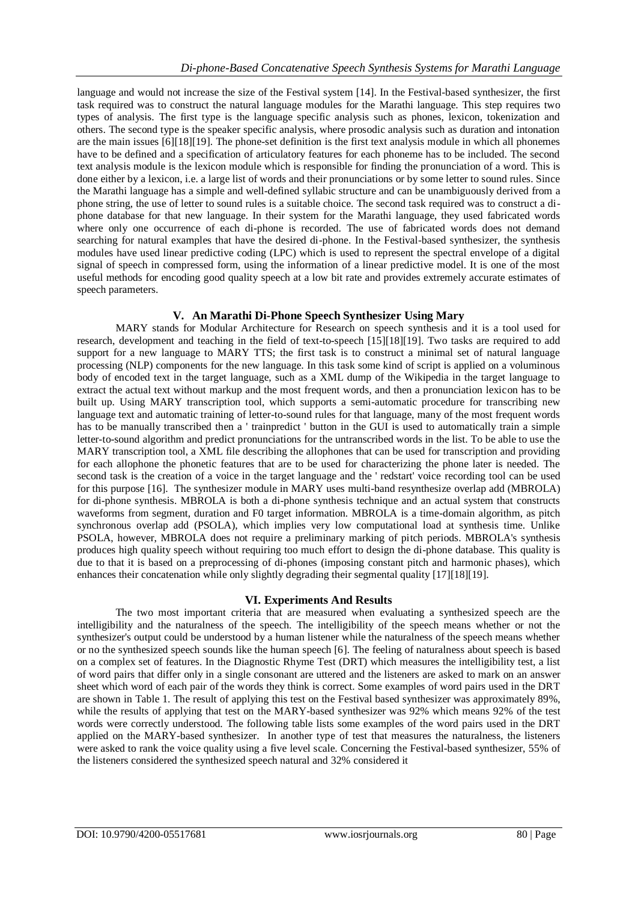language and would not increase the size of the Festival system [14]. In the Festival-based synthesizer, the first task required was to construct the natural language modules for the Marathi language. This step requires two types of analysis. The first type is the language specific analysis such as phones, lexicon, tokenization and others. The second type is the speaker specific analysis, where prosodic analysis such as duration and intonation are the main issues [6][18][19]. The phone-set definition is the first text analysis module in which all phonemes have to be defined and a specification of articulatory features for each phoneme has to be included. The second text analysis module is the lexicon module which is responsible for finding the pronunciation of a word. This is done either by a lexicon, i.e. a large list of words and their pronunciations or by some letter to sound rules. Since the Marathi language has a simple and well-defined syllabic structure and can be unambiguously derived from a phone string, the use of letter to sound rules is a suitable choice. The second task required was to construct a di-phone database for that new language. In their system for the Marathi language, they used fabricated words where only one occurrence of each di-phone is recorded. The use of fabricated words does not demand searching for natural examples that have the desired di-phone. In the Festival-based synthesizer, the synthesis modules have used linear predictive coding (LPC) which is used to represent the spectral envelope of a digital signal of speech in compressed form, using the information of a linear predictive model. It is one of the most useful methods for encoding good quality speech at a low bit rate and provides extremely accurate estimates of speech parameters.

## V. An Marathi Di-Phone Speech Synthesizer Using Mary

MARY stands for Modular Architecture for Research on speech synthesis and it is a tool used for research, development and teaching in the field of text-to-speech [15][18][19]. Two tasks are required to add support for a new language to MARY TTS; the first task is to construct a minimal set of natural language processing (NLP) components for the new language. In this task some kind of script is applied on a voluminous body of encoded text in the target language, such as a XML dump of the Wikipedia in the target language to extract the actual text without markup and the most frequent words, and then a pronunciation lexicon has to be built up. Using MARY transcription tool, which supports a semi-automatic procedure for transcribing new language text and automatic training of letter-to-sound rules for that language, many of the most frequent words has to be manually transcribed then a ' trainpredict ' button in the GUI is used to automatically train a simple letter-to-sound algorithm and predict pronunciations for the untranscribed words in the list. To be able to use the MARY transcription tool, a XML file describing the allophones that can be used for transcription and providing for each allophone the phonetic features that are to be used for characterizing the phone later is needed. The second task is the creation of a voice in the target language and the ' redstart' voice recording tool can be used for this purpose [16]. The synthesizer module in MARY uses multi-band resynthesize overlap add (MBROLA) for di-phone synthesis. MBROLA is both a di-phone synthesis technique and an actual system that constructs waveforms from segment, duration and F0 target information. MBROLA is a time-domain algorithm, as pitch synchronous overlap add (PSOLA), which implies very low computational load at synthesis time. Unlike PSOLA, however, MBROLA does not require a preliminary marking of pitch periods. MBROLA's synthesis produces high quality speech without requiring too much effort to design the di-phone database. This quality is due to that it is based on a preprocessing of di-phones (imposing constant pitch and harmonic phases), which enhances their concatenation while only slightly degrading their segmental quality [17][18][19].

## VI. Experiments And Results

The two most important criteria that are measured when evaluating a synthesized speech are the intelligibility and the naturalness of the speech. The intelligibility of the speech means whether or not the synthesizer's output could be understood by a human listener while the naturalness of the speech means whether or no the synthesized speech sounds like the human speech [6]. The feeling of naturalness about speech is based on a complex set of features. In the Diagnostic Rhyme Test (DRT) which measures the intelligibility test, a list of word pairs that differ only in a single consonant are uttered and the listeners are asked to mark on an answer sheet which word of each pair of the words they think is correct. Some examples of word pairs used in the DRT are shown in Table 1. The result of applying this test on the Festival based synthesizer was approximately 89%, while the results of applying that test on the MARY-based synthesizer was 92% which means 92% of the test words were correctly understood. The following table lists some examples of the word pairs used in the DRT applied on the MARY-based synthesizer. In another type of test that measures the naturalness, the listeners were asked to rank the voice quality using a five level scale. Concerning the Festival-based synthesizer, 55% of the listeners considered the synthesized speech natural and 32% considered it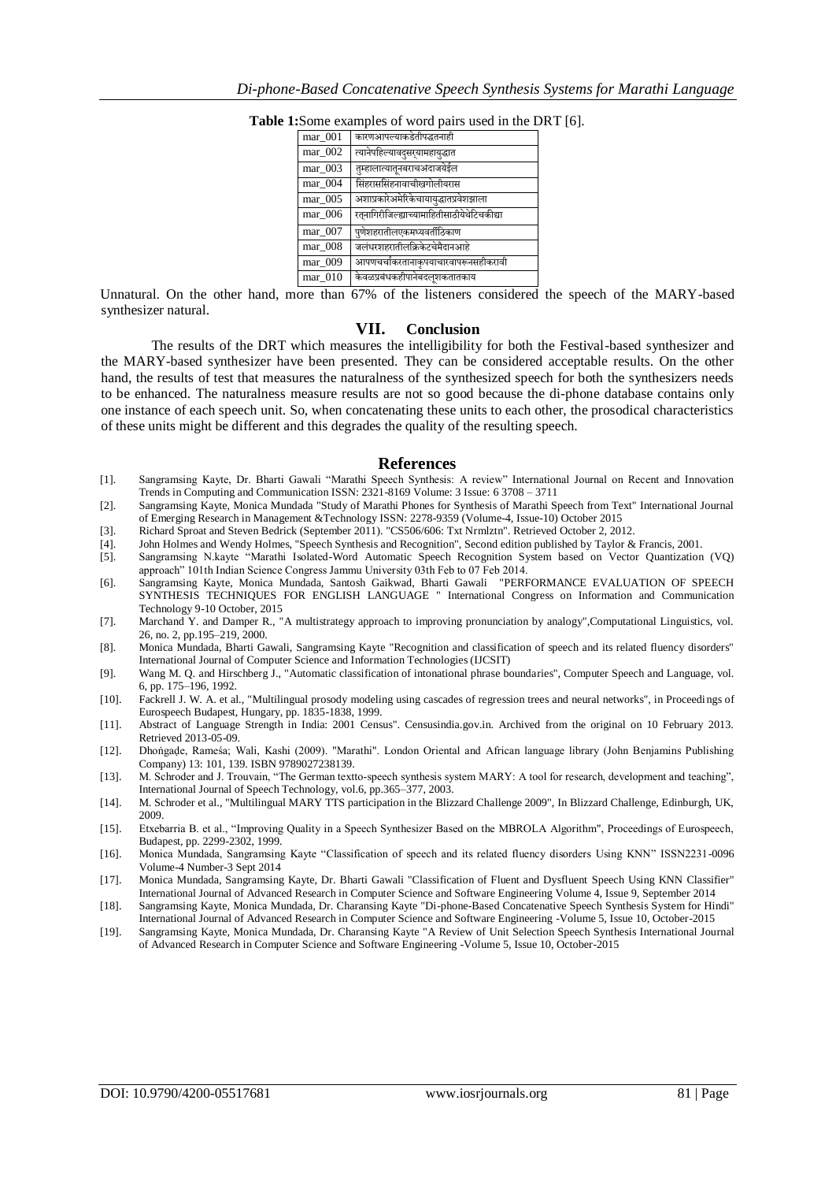**Table 1:** Some examples of word pairs used in the DRT [6].

| | |
|---|---|
| mar_001 | कारणआपल्याकडेतीपद्धतनाही |
| mar_002 | त्यानेपहिल्यावदुसऱ्यामहायुद्धात |
| mar_003 | तुम्हालात्यातूनबराचअंदाजयेईल |
| mar_004 | सिंहरासिंहनावाचीखगोलीयरास |
| mar_005 | अशाप्रकारेअमेरिकेचायायुद्धातप्रवेशझाला |
| mar_006 | रत्नागिरीजिल्ह्याच्यामाहितीसाठीयेथेटिचकीद्या |
| mar_007 | पुणेशहरातीलएकमध्यवर्तीठिकाण |
| mar_008 | जलंधरशहरातीलक्रिकेटचेमैदानआहे |
| mar_009 | आपणचर्चाकरतानाकृपयाचारवापरूनसहीकरावी |
| mar_010 | केवळप्रबंधकहीपानेबदलूशकतातकाय |

Unnatural. On the other hand, more than 67% of the listeners considered the speech of the MARY-based synthesizer natural.

## VII. Conclusion

The results of the DRT which measures the intelligibility for both the Festival-based synthesizer and the MARY-based synthesizer have been presented. They can be considered acceptable results. On the other hand, the results of test that measures the naturalness of the synthesized speech for both the synthesizers needs to be enhanced. The naturalness measure results are not so good because the di-phone database contains only one instance of each speech unit. So, when concatenating these units to each other, the prosodical characteristics of these units might be different and this degrades the quality of the resulting speech.

## References

[1]. Sangramsing Kayte, Dr. Bharti Gawali "Marathi Speech Synthesis: A review" International Journal on Recent and Innovation Trends in Computing and Communication ISSN: 2321-8169 Volume: 3 Issue: 6 3708 – 3711

[2]. Sangramsing Kayte, Monica Mundada "Study of Marathi Phones for Synthesis of Marathi Speech from Text" International Journal of Emerging Research in Management &Technology ISSN: 2278-9359 (Volume-4, Issue-10) October 2015

[3]. Richard Sproat and Steven Bedrick (September 2011). "CS506/606: Txt Nrmlztn". Retrieved October 2, 2012.

[4]. John Holmes and Wendy Holmes, "Speech Synthesis and Recognition", Second edition published by Taylor & Francis, 2001.

[5]. Sangramsing N.kayte "Marathi Isolated-Word Automatic Speech Recognition System based on Vector Quantization (VQ) approach" 101th Indian Science Congress Jammu University 03th Feb to 07 Feb 2014.

[6]. Sangramsing Kayte, Monica Mundada, Santosh Gaikwad, Bharti Gawali "PERFORMANCE EVALUATION OF SPEECH SYNTHESIS TECHNIQUES FOR ENGLISH LANGUAGE " International Congress on Information and Communication Technology 9-10 October, 2015

[7]. Marchand Y. and Damper R., "A multistrategy approach to improving pronunciation by analogy",Computational Linguistics, vol. 26, no. 2, pp.195–219, 2000.

[8]. Monica Mundada, Bharti Gawali, Sangramsing Kayte "Recognition and classification of speech and its related fluency disorders" International Journal of Computer Science and Information Technologies (IJCSIT)

[9]. Wang M. Q. and Hirschberg J., "Automatic classification of intonational phrase boundaries", Computer Speech and Language, vol. 6, pp. 175–196, 1992.

[10]. Fackrell J. W. A. et al., "Multilingual prosody modeling using cascades of regression trees and neural networks", in Proceedings of Eurospeech Budapest, Hungary, pp. 1835-1838, 1999.

[11]. Abstract of Language Strength in India: 2001 Census". Censusindia.gov.in. Archived from the original on 10 February 2013. Retrieved 2013-05-09.

[12]. Dhoṅgaḍe, Rameśa; Wali, Kashi (2009). "Marathi". London Oriental and African language library (John Benjamins Publishing Company) 13: 101, 139. ISBN 9789027238139.

[13]. M. Schroder and J. Trouvain, "The German textto-speech synthesis system MARY: A tool for research, development and teaching", International Journal of Speech Technology, vol.6, pp.365–377, 2003.

[14]. M. Schroder et al., "Multilingual MARY TTS participation in the Blizzard Challenge 2009", In Blizzard Challenge, Edinburgh, UK, 2009.

[15]. Etxebarria B. et al., "Improving Quality in a Speech Synthesizer Based on the MBROLA Algorithm", Proceedings of Eurospeech, Budapest, pp. 2299-2302, 1999.

[16]. Monica Mundada, Sangramsing Kayte "Classification of speech and its related fluency disorders Using KNN" ISSN2231-0096 Volume-4 Number-3 Sept 2014

[17]. Monica Mundada, Sangramsing Kayte, Dr. Bharti Gawali "Classification of Fluent and Dysfluent Speech Using KNN Classifier" International Journal of Advanced Research in Computer Science and Software Engineering Volume 4, Issue 9, September 2014

[18]. Sangramsing Kayte, Monica Mundada, Dr. Charansing Kayte "Di-phone-Based Concatenative Speech Synthesis System for Hindi" International Journal of Advanced Research in Computer Science and Software Engineering -Volume 5, Issue 10, October-2015

[19]. Sangramsing Kayte, Monica Mundada, Dr. Charansing Kayte "A Review of Unit Selection Speech Synthesis International Journal of Advanced Research in Computer Science and Software Engineering -Volume 5, Issue 10, October-2015